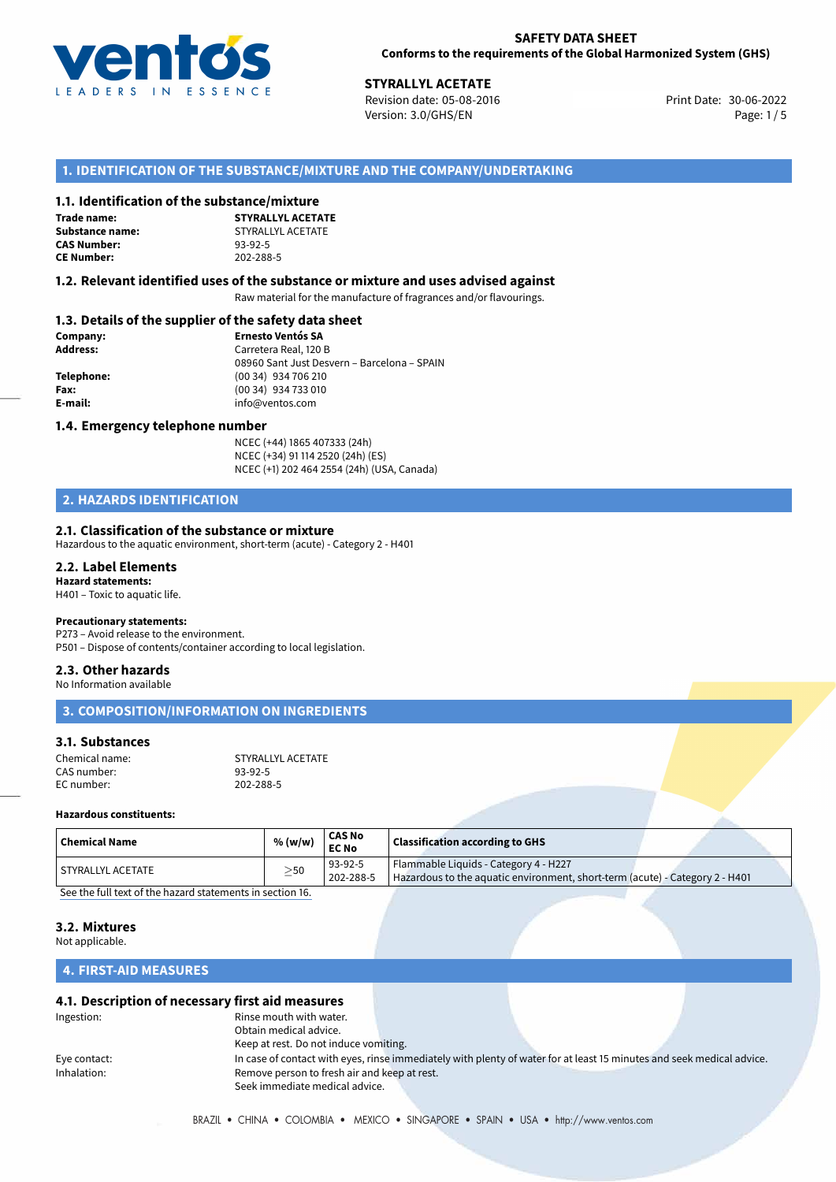**SAFETY DATA SHEET**
**Conforms to the requirements of the Global Harmonized System (GHS)**

**STYRALLYL ACETATE**
Revision date: 05-08-2016
Version: 3.0/GHS/EN
Print Date: 30-06-2022

## 1. IDENTIFICATION OF THE SUBSTANCE/MIXTURE AND THE COMPANY/UNDERTAKING

### 1.1. Identification of the substance/mixture

**Trade name:** **STYRALLYL ACETATE**
**Substance name:** STYRALLYL ACETATE
**CAS Number:** 93-92-5
**CE Number:** 202-288-5

### 1.2. Relevant identified uses of the substance or mixture and uses advised against

Raw material for the manufacture of fragrances and/or flavourings.

### 1.3. Details of the supplier of the safety data sheet

**Company:** **Ernesto Ventós SA**
**Address:** Carretera Real, 120 B
08960 Sant Just Desvern – Barcelona – SPAIN
**Telephone:** (00 34) 934 706 210
**Fax:** (00 34) 934 733 010
**E-mail:** info@ventos.com

### 1.4. Emergency telephone number

NCEC (+44) 1865 407333 (24h)
NCEC (+34) 91 114 2520 (24h) (ES)
NCEC (+1) 202 464 2554 (24h) (USA, Canada)

## 2. HAZARDS IDENTIFICATION

### 2.1. Classification of the substance or mixture

Hazardous to the aquatic environment, short-term (acute) - Category 2 - H401

### 2.2. Label Elements

**Hazard statements:**
H401 – Toxic to aquatic life.

**Precautionary statements:**
P273 – Avoid release to the environment.
P501 – Dispose of contents/container according to local legislation.

### 2.3. Other hazards

No Information available

## 3. COMPOSITION/INFORMATION ON INGREDIENTS

### 3.1. Substances

Chemical name: STYRALLYL ACETATE
CAS number: 93-92-5
EC number: 202-288-5

**Hazardous constituents:**

| Chemical Name | % (w/w) | CAS No EC No | Classification according to GHS |
|---|---|---|---|
| STYRALLYL ACETATE | ≥50 | 93-92-5 202-288-5 | Flammable Liquids - Category 4 - H227 Hazardous to the aquatic environment, short-term (acute) - Category 2 - H401 |

See the full text of the hazard statements in section 16.

### 3.2. Mixtures

Not applicable.

## 4. FIRST-AID MEASURES

### 4.1. Description of necessary first aid measures

Ingestion: Rinse mouth with water.
Obtain medical advice.
Keep at rest. Do not induce vomiting.

Eye contact: In case of contact with eyes, rinse immediately with plenty of water for at least 15 minutes and seek medical advice.

Inhalation: Remove person to fresh air and keep at rest.
Seek immediate medical advice.

BRAZIL • CHINA • COLOMBIA • MEXICO • SINGAPORE • SPAIN • USA • http://www.ventos.com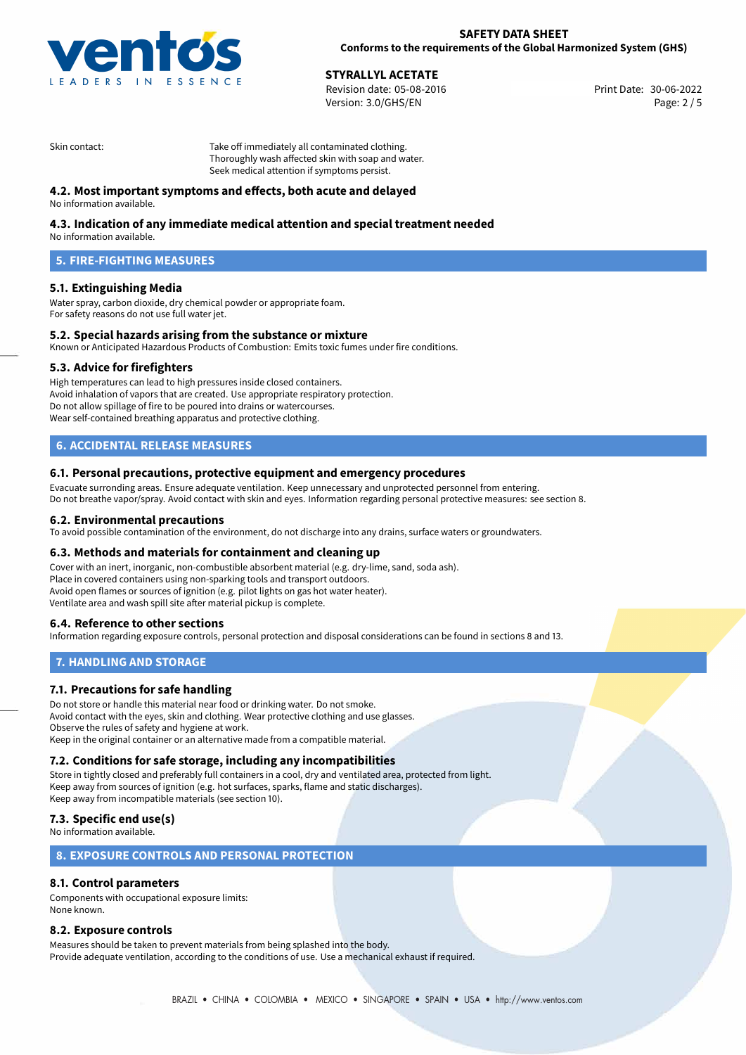Skin contact: Take off immediately all contaminated clothing.
Thoroughly wash affected skin with soap and water.
Seek medical attention if symptoms persist.

### 4.2. Most important symptoms and effects, both acute and delayed

No information available.

### 4.3. Indication of any immediate medical attention and special treatment needed

No information available.

## 5. FIRE-FIGHTING MEASURES

### 5.1. Extinguishing Media

Water spray, carbon dioxide, dry chemical powder or appropriate foam.
For safety reasons do not use full water jet.

### 5.2. Special hazards arising from the substance or mixture

Known or Anticipated Hazardous Products of Combustion: Emits toxic fumes under fire conditions.

### 5.3. Advice for firefighters

High temperatures can lead to high pressures inside closed containers.
Avoid inhalation of vapors that are created. Use appropriate respiratory protection.
Do not allow spillage of fire to be poured into drains or watercourses.
Wear self-contained breathing apparatus and protective clothing.

## 6. ACCIDENTAL RELEASE MEASURES

### 6.1. Personal precautions, protective equipment and emergency procedures

Evacuate surrounding areas. Ensure adequate ventilation. Keep unnecessary and unprotected personnel from entering.
Do not breathe vapor/spray. Avoid contact with skin and eyes. Information regarding personal protective measures: see section 8.

### 6.2. Environmental precautions

To avoid possible contamination of the environment, do not discharge into any drains, surface waters or groundwaters.

### 6.3. Methods and materials for containment and cleaning up

Cover with an inert, inorganic, non-combustible absorbent material (e.g. dry-lime, sand, soda ash).
Place in covered containers using non-sparking tools and transport outdoors.
Avoid open flames or sources of ignition (e.g. pilot lights on gas hot water heater).
Ventilate area and wash spill site after material pickup is complete.

### 6.4. Reference to other sections

Information regarding exposure controls, personal protection and disposal considerations can be found in sections 8 and 13.

## 7. HANDLING AND STORAGE

### 7.1. Precautions for safe handling

Do not store or handle this material near food or drinking water. Do not smoke.
Avoid contact with the eyes, skin and clothing. Wear protective clothing and use glasses.
Observe the rules of safety and hygiene at work.
Keep in the original container or an alternative made from a compatible material.

### 7.2. Conditions for safe storage, including any incompatibilities

Store in tightly closed and preferably full containers in a cool, dry and ventilated area, protected from light.
Keep away from sources of ignition (e.g. hot surfaces, sparks, flame and static discharges).
Keep away from incompatible materials (see section 10).

### 7.3. Specific end use(s)

No information available.

## 8. EXPOSURE CONTROLS AND PERSONAL PROTECTION

### 8.1. Control parameters

Components with occupational exposure limits:
None known.

### 8.2. Exposure controls

Measures should be taken to prevent materials from being splashed into the body.
Provide adequate ventilation, according to the conditions of use. Use a mechanical exhaust if required.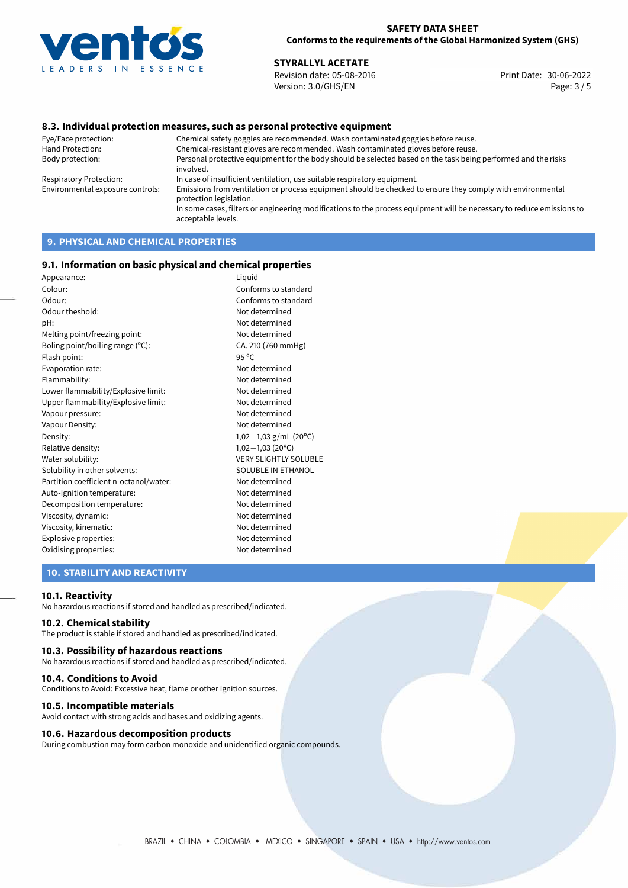### 8.3. Individual protection measures, such as personal protective equipment

| | |
|---|---|
| Eye/Face protection: | Chemical safety goggles are recommended. Wash contaminated goggles before reuse. |
| Hand Protection: | Chemical-resistant gloves are recommended. Wash contaminated gloves before reuse. |
| Body protection: | Personal protective equipment for the body should be selected based on the task being performed and the risks involved. |
| Respiratory Protection: | In case of insufficient ventilation, use suitable respiratory equipment. |
| Environmental exposure controls: | Emissions from ventilation or process equipment should be checked to ensure they comply with environmental protection legislation. In some cases, filters or engineering modifications to the process equipment will be necessary to reduce emissions to acceptable levels. |

## 9. PHYSICAL AND CHEMICAL PROPERTIES

### 9.1. Information on basic physical and chemical properties

| | |
|---|---|
| Appearance: | Liquid |
| Colour: | Conforms to standard |
| Odour: | Conforms to standard |
| Odour theshold: | Not determined |
| pH: | Not determined |
| Melting point/freezing point: | Not determined |
| Boling point/boiling range (°C): | CA. 210 (760 mmHg) |
| Flash point: | 95 °C |
| Evaporation rate: | Not determined |
| Flammability: | Not determined |
| Lower flammability/Explosive limit: | Not determined |
| Upper flammability/Explosive limit: | Not determined |
| Vapour pressure: | Not determined |
| Vapour Density: | Not determined |
| Density: | 1,02−1,03 g/mL (20°C) |
| Relative density: | 1,02−1,03 (20°C) |
| Water solubility: | VERY SLIGHTLY SOLUBLE |
| Solubility in other solvents: | SOLUBLE IN ETHANOL |
| Partition coefficient n-octanol/water: | Not determined |
| Auto-ignition temperature: | Not determined |
| Decomposition temperature: | Not determined |
| Viscosity, dynamic: | Not determined |
| Viscosity, kinematic: | Not determined |
| Explosive properties: | Not determined |
| Oxidising properties: | Not determined |

## 10. STABILITY AND REACTIVITY

### 10.1. Reactivity
No hazardous reactions if stored and handled as prescribed/indicated.

### 10.2. Chemical stability
The product is stable if stored and handled as prescribed/indicated.

### 10.3. Possibility of hazardous reactions
No hazardous reactions if stored and handled as prescribed/indicated.

### 10.4. Conditions to Avoid
Conditions to Avoid: Excessive heat, flame or other ignition sources.

### 10.5. Incompatible materials
Avoid contact with strong acids and bases and oxidizing agents.

### 10.6. Hazardous decomposition products
During combustion may form carbon monoxide and unidentified organic compounds.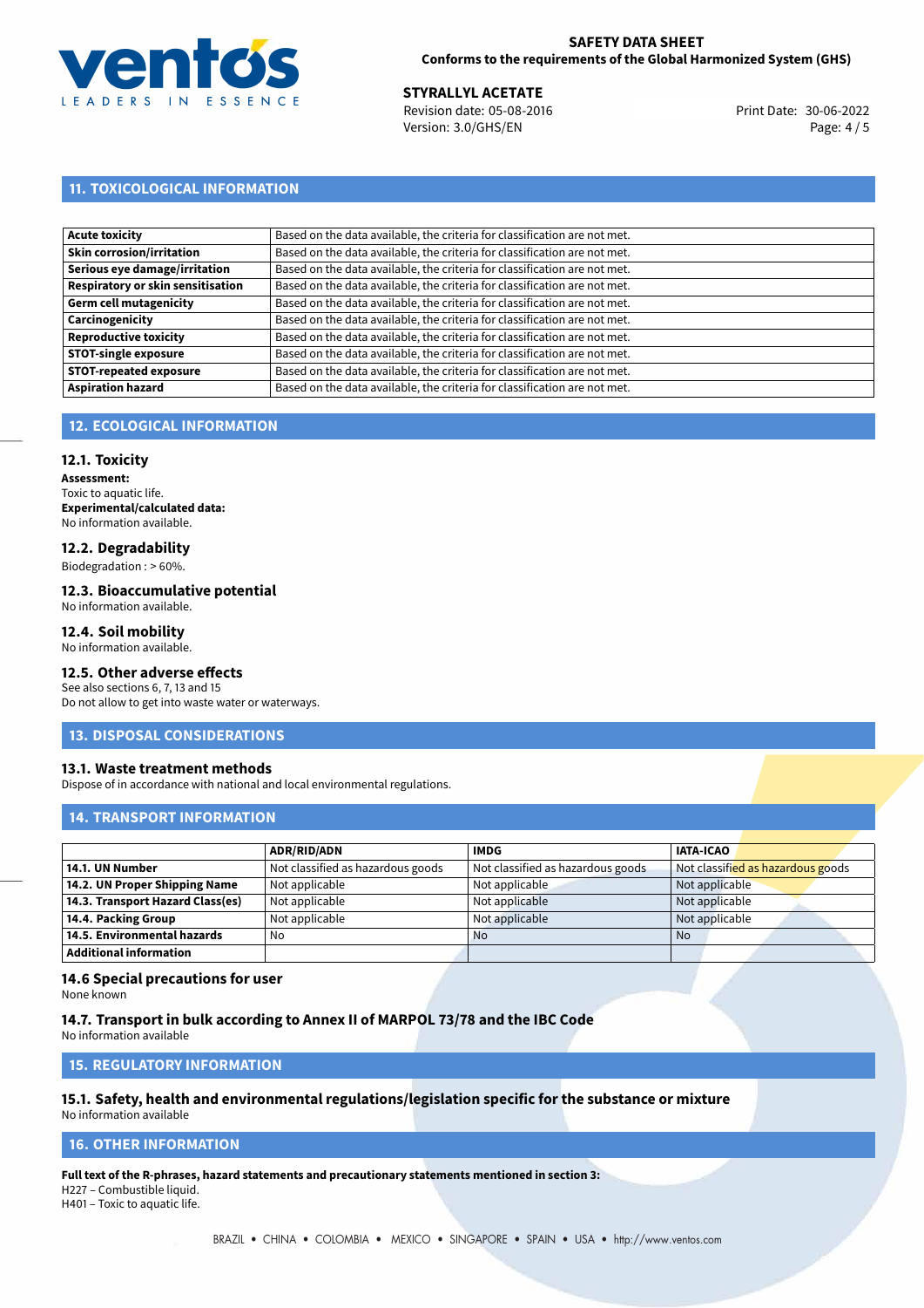## 11. TOXICOLOGICAL INFORMATION

| | |
|---|---|
| **Acute toxicity** | Based on the data available, the criteria for classification are not met. |
| **Skin corrosion/irritation** | Based on the data available, the criteria for classification are not met. |
| **Serious eye damage/irritation** | Based on the data available, the criteria for classification are not met. |
| **Respiratory or skin sensitisation** | Based on the data available, the criteria for classification are not met. |
| **Germ cell mutagenicity** | Based on the data available, the criteria for classification are not met. |
| **Carcinogenicity** | Based on the data available, the criteria for classification are not met. |
| **Reproductive toxicity** | Based on the data available, the criteria for classification are not met. |
| **STOT-single exposure** | Based on the data available, the criteria for classification are not met. |
| **STOT-repeated exposure** | Based on the data available, the criteria for classification are not met. |
| **Aspiration hazard** | Based on the data available, the criteria for classification are not met. |

## 12. ECOLOGICAL INFORMATION

### 12.1. Toxicity

**Assessment:**
Toxic to aquatic life.
**Experimental/calculated data:**
No information available.

### 12.2. Degradability

Biodegradation : > 60%.

### 12.3. Bioaccumulative potential

No information available.

### 12.4. Soil mobility

No information available.

### 12.5. Other adverse effects

See also sections 6, 7, 13 and 15
Do not allow to get into waste water or waterways.

## 13. DISPOSAL CONSIDERATIONS

### 13.1. Waste treatment methods

Dispose of in accordance with national and local environmental regulations.

## 14. TRANSPORT INFORMATION

| | ADR/RID/ADN | IMDG | IATA-ICAO |
|---|---|---|---|
| **14.1. UN Number** | Not classified as hazardous goods | Not classified as hazardous goods | Not classified as hazardous goods |
| **14.2. UN Proper Shipping Name** | Not applicable | Not applicable | Not applicable |
| **14.3. Transport Hazard Class(es)** | Not applicable | Not applicable | Not applicable |
| **14.4. Packing Group** | Not applicable | Not applicable | Not applicable |
| **14.5. Environmental hazards** | No | No | No |
| **Additional information** | | | |

### 14.6 Special precautions for user

None known

### 14.7. Transport in bulk according to Annex II of MARPOL 73/78 and the IBC Code

No information available

## 15. REGULATORY INFORMATION

### 15.1. Safety, health and environmental regulations/legislation specific for the substance or mixture

No information available

## 16. OTHER INFORMATION

**Full text of the R-phrases, hazard statements and precautionary statements mentioned in section 3:**
H227 – Combustible liquid.
H401 – Toxic to aquatic life.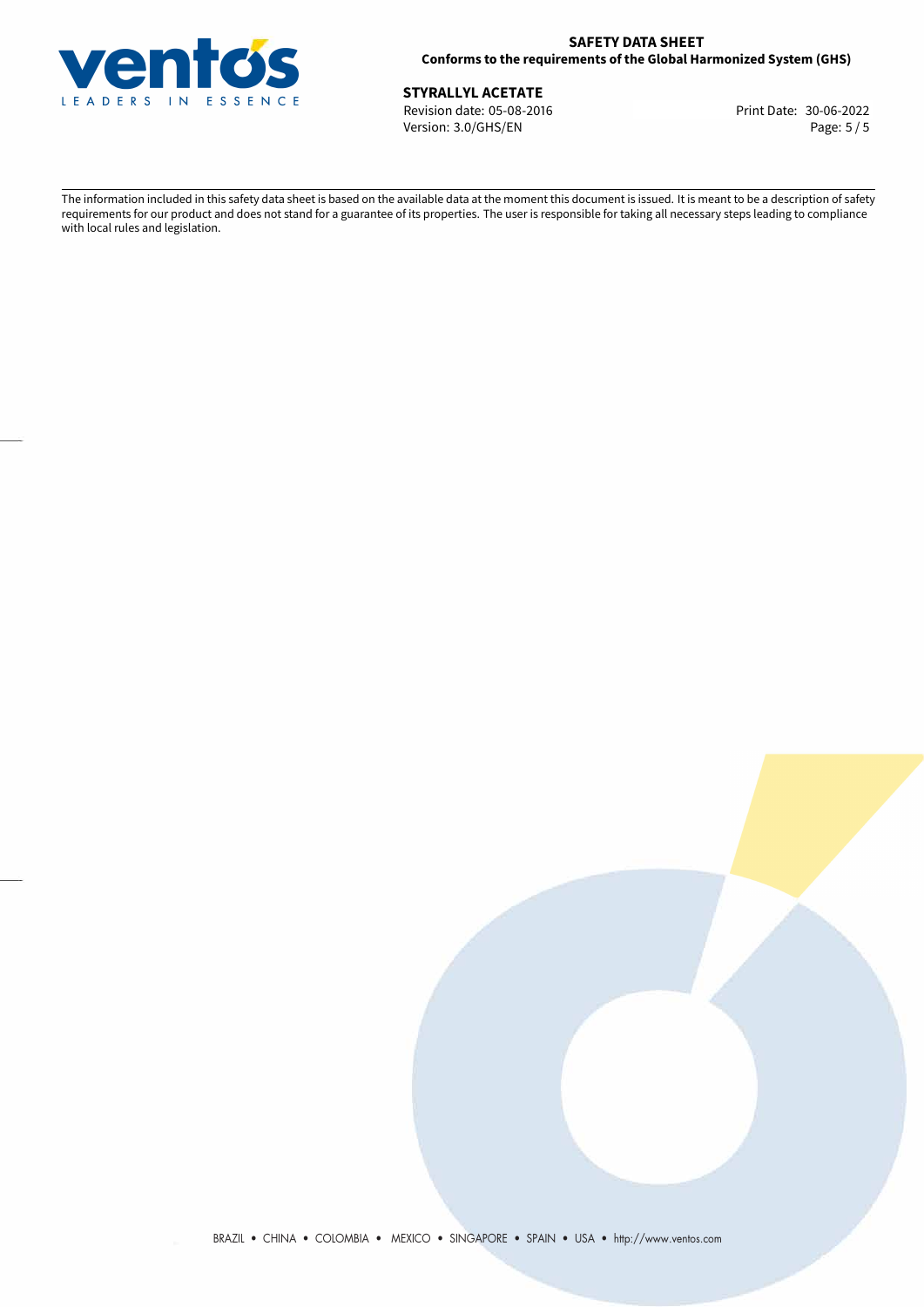The information included in this safety data sheet is based on the available data at the moment this document is issued. It is meant to be a description of safety requirements for our product and does not stand for a guarantee of its properties. The user is responsible for taking all necessary steps leading to compliance with local rules and legislation.